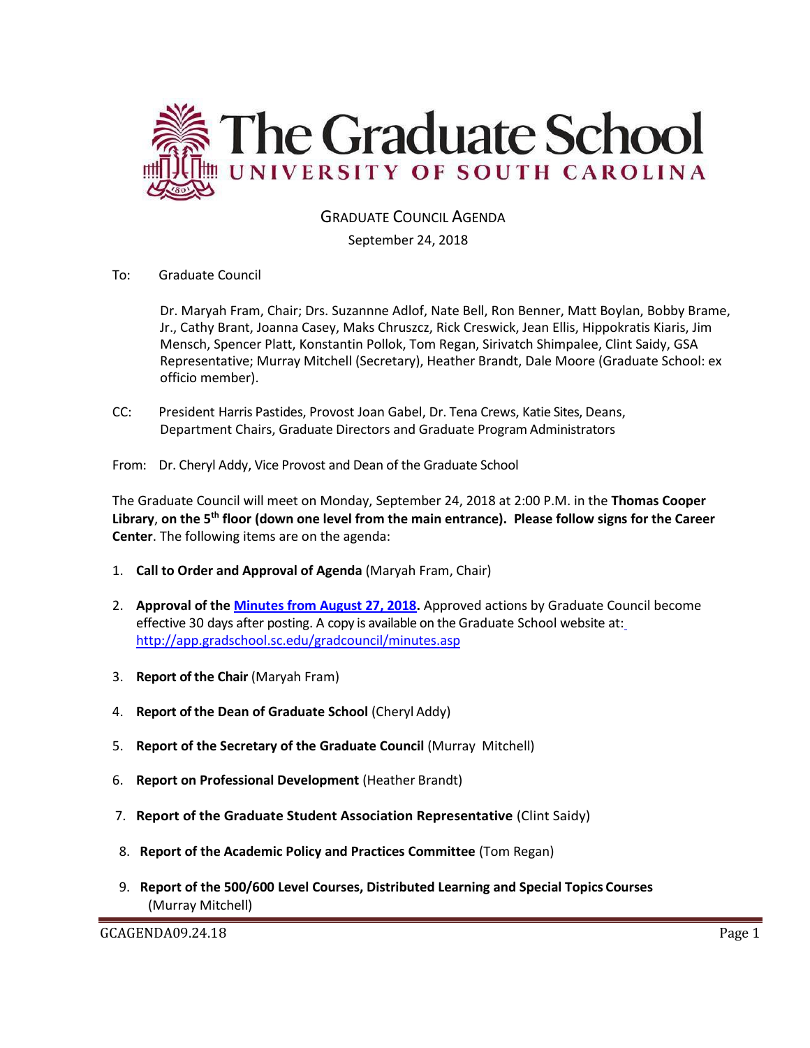# The Graduate School
## UNIVERSITY OF SOUTH CAROLINA

GRADUATE COUNCIL AGENDA

September 24, 2018

To: Graduate Council

Dr. Maryah Fram, Chair; Drs. Suzannne Adlof, Nate Bell, Ron Benner, Matt Boylan, Bobby Brame, Jr., Cathy Brant, Joanna Casey, Maks Chruszcz, Rick Creswick, Jean Ellis, Hippokratis Kiaris, Jim Mensch, Spencer Platt, Konstantin Pollok, Tom Regan, Sirivatch Shimpalee, Clint Saidy, GSA Representative; Murray Mitchell (Secretary), Heather Brandt, Dale Moore (Graduate School: ex officio member).

CC: President Harris Pastides, Provost Joan Gabel, Dr. Tena Crews, Katie Sites, Deans, Department Chairs, Graduate Directors and Graduate Program Administrators

From: Dr. Cheryl Addy, Vice Provost and Dean of the Graduate School

The Graduate Council will meet on Monday, September 24, 2018 at 2:00 P.M. in the **Thomas Cooper Library**, **on the 5th floor (down one level from the main entrance). Please follow signs for the Career Center**. The following items are on the agenda:

1. **Call to Order and Approval of Agenda** (Maryah Fram, Chair)
2. **Approval of the Minutes from August 27, 2018.** Approved actions by Graduate Council become effective 30 days after posting. A copy is available on the Graduate School website at: http://app.gradschool.sc.edu/gradcouncil/minutes.asp
3. **Report of the Chair** (Maryah Fram)
4. **Report of the Dean of Graduate School** (Cheryl Addy)
5. **Report of the Secretary of the Graduate Council** (Murray Mitchell)
6. **Report on Professional Development** (Heather Brandt)
7. **Report of the Graduate Student Association Representative** (Clint Saidy)
8. **Report of the Academic Policy and Practices Committee** (Tom Regan)
9. **Report of the 500/600 Level Courses, Distributed Learning and Special Topics Courses** (Murray Mitchell)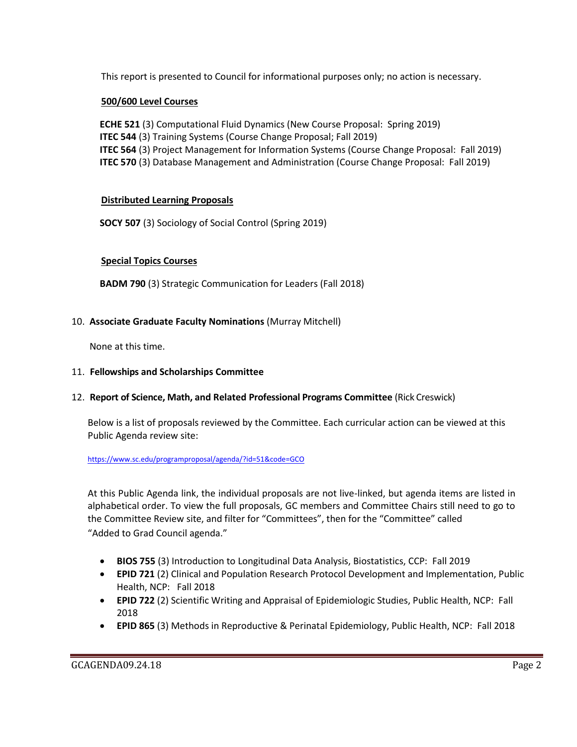This report is presented to Council for informational purposes only; no action is necessary.

**500/600 Level Courses**

**ECHE 521** (3) Computational Fluid Dynamics (New Course Proposal: Spring 2019)
**ITEC 544** (3) Training Systems (Course Change Proposal; Fall 2019)
**ITEC 564** (3) Project Management for Information Systems (Course Change Proposal: Fall 2019)
**ITEC 570** (3) Database Management and Administration (Course Change Proposal: Fall 2019)

**Distributed Learning Proposals**

**SOCY 507** (3) Sociology of Social Control (Spring 2019)

**Special Topics Courses**

**BADM 790** (3) Strategic Communication for Leaders (Fall 2018)

10. **Associate Graduate Faculty Nominations** (Murray Mitchell)

    None at this time.

11. **Fellowships and Scholarships Committee**

12. **Report of Science, Math, and Related Professional Programs Committee** (Rick Creswick)

    Below is a list of proposals reviewed by the Committee. Each curricular action can be viewed at this Public Agenda review site:

    https://www.sc.edu/programproposal/agenda/?id=51&code=GCO

    At this Public Agenda link, the individual proposals are not live-linked, but agenda items are listed in alphabetical order. To view the full proposals, GC members and Committee Chairs still need to go to the Committee Review site, and filter for "Committees", then for the "Committee" called "Added to Grad Council agenda."

    - **BIOS 755** (3) Introduction to Longitudinal Data Analysis, Biostatistics, CCP: Fall 2019
    - **EPID 721** (2) Clinical and Population Research Protocol Development and Implementation, Public Health, NCP: Fall 2018
    - **EPID 722** (2) Scientific Writing and Appraisal of Epidemiologic Studies, Public Health, NCP: Fall 2018
    - **EPID 865** (3) Methods in Reproductive & Perinatal Epidemiology, Public Health, NCP: Fall 2018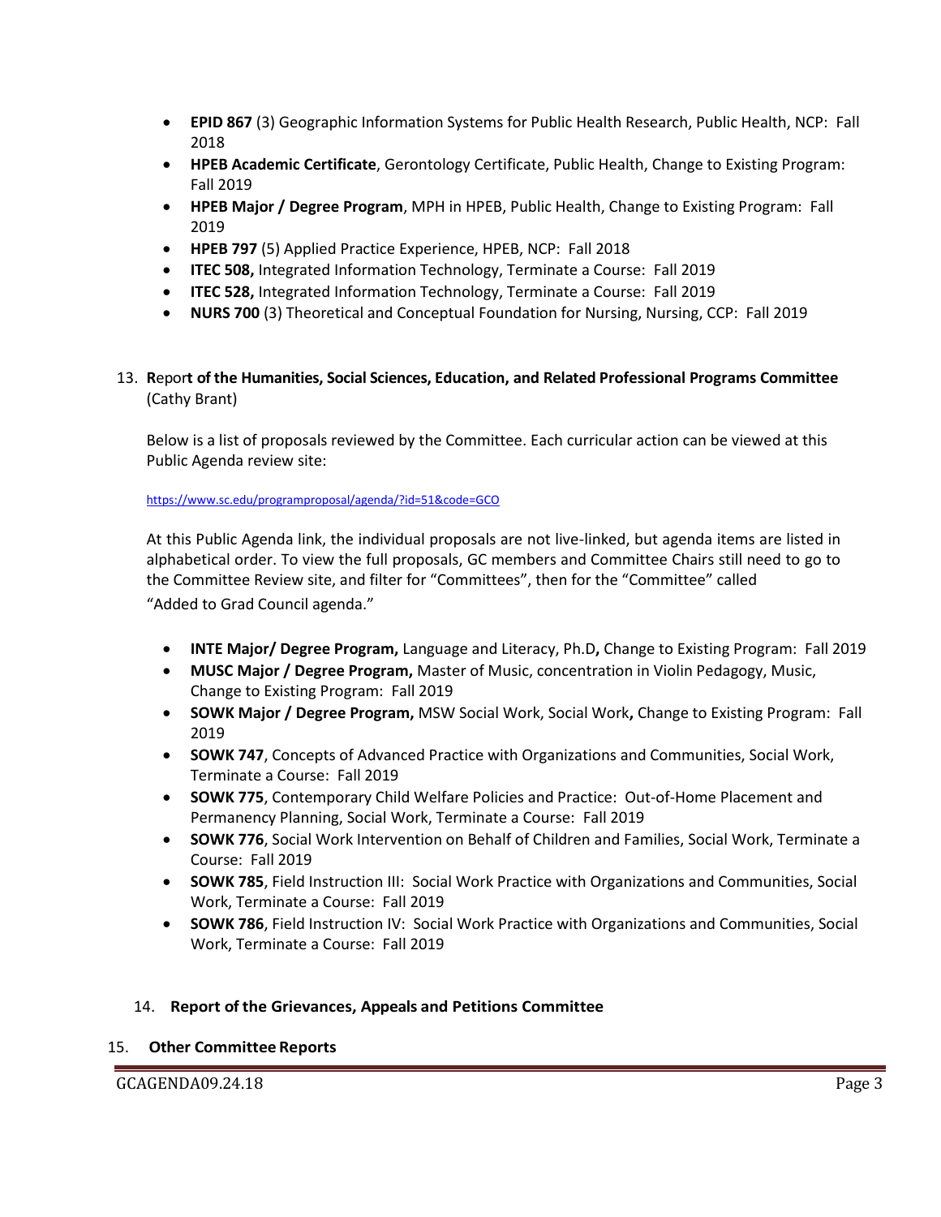- **EPID 867** (3) Geographic Information Systems for Public Health Research, Public Health, NCP: Fall 2018
- **HPEB Academic Certificate**, Gerontology Certificate, Public Health, Change to Existing Program: Fall 2019
- **HPEB Major / Degree Program**, MPH in HPEB, Public Health, Change to Existing Program: Fall 2019
- **HPEB 797** (5) Applied Practice Experience, HPEB, NCP: Fall 2018
- **ITEC 508,** Integrated Information Technology, Terminate a Course: Fall 2019
- **ITEC 528,** Integrated Information Technology, Terminate a Course: Fall 2019
- **NURS 700** (3) Theoretical and Conceptual Foundation for Nursing, Nursing, CCP: Fall 2019

13. **Report of the Humanities, Social Sciences, Education, and Related Professional Programs Committee** (Cathy Brant)

    Below is a list of proposals reviewed by the Committee. Each curricular action can be viewed at this Public Agenda review site:

    https://www.sc.edu/programproposal/agenda/?id=51&code=GCO

    At this Public Agenda link, the individual proposals are not live-linked, but agenda items are listed in alphabetical order. To view the full proposals, GC members and Committee Chairs still need to go to the Committee Review site, and filter for "Committees", then for the "Committee" called "Added to Grad Council agenda."

    - **INTE Major/ Degree Program,** Language and Literacy, Ph.D**,** Change to Existing Program: Fall 2019
    - **MUSC Major / Degree Program,** Master of Music, concentration in Violin Pedagogy, Music, Change to Existing Program: Fall 2019
    - **SOWK Major / Degree Program,** MSW Social Work, Social Work**,** Change to Existing Program: Fall 2019
    - **SOWK 747**, Concepts of Advanced Practice with Organizations and Communities, Social Work, Terminate a Course: Fall 2019
    - **SOWK 775**, Contemporary Child Welfare Policies and Practice: Out-of-Home Placement and Permanency Planning, Social Work, Terminate a Course: Fall 2019
    - **SOWK 776**, Social Work Intervention on Behalf of Children and Families, Social Work, Terminate a Course: Fall 2019
    - **SOWK 785**, Field Instruction III: Social Work Practice with Organizations and Communities, Social Work, Terminate a Course: Fall 2019
    - **SOWK 786**, Field Instruction IV: Social Work Practice with Organizations and Communities, Social Work, Terminate a Course: Fall 2019

14. **Report of the Grievances, Appeals and Petitions Committee**

15. **Other Committee Reports**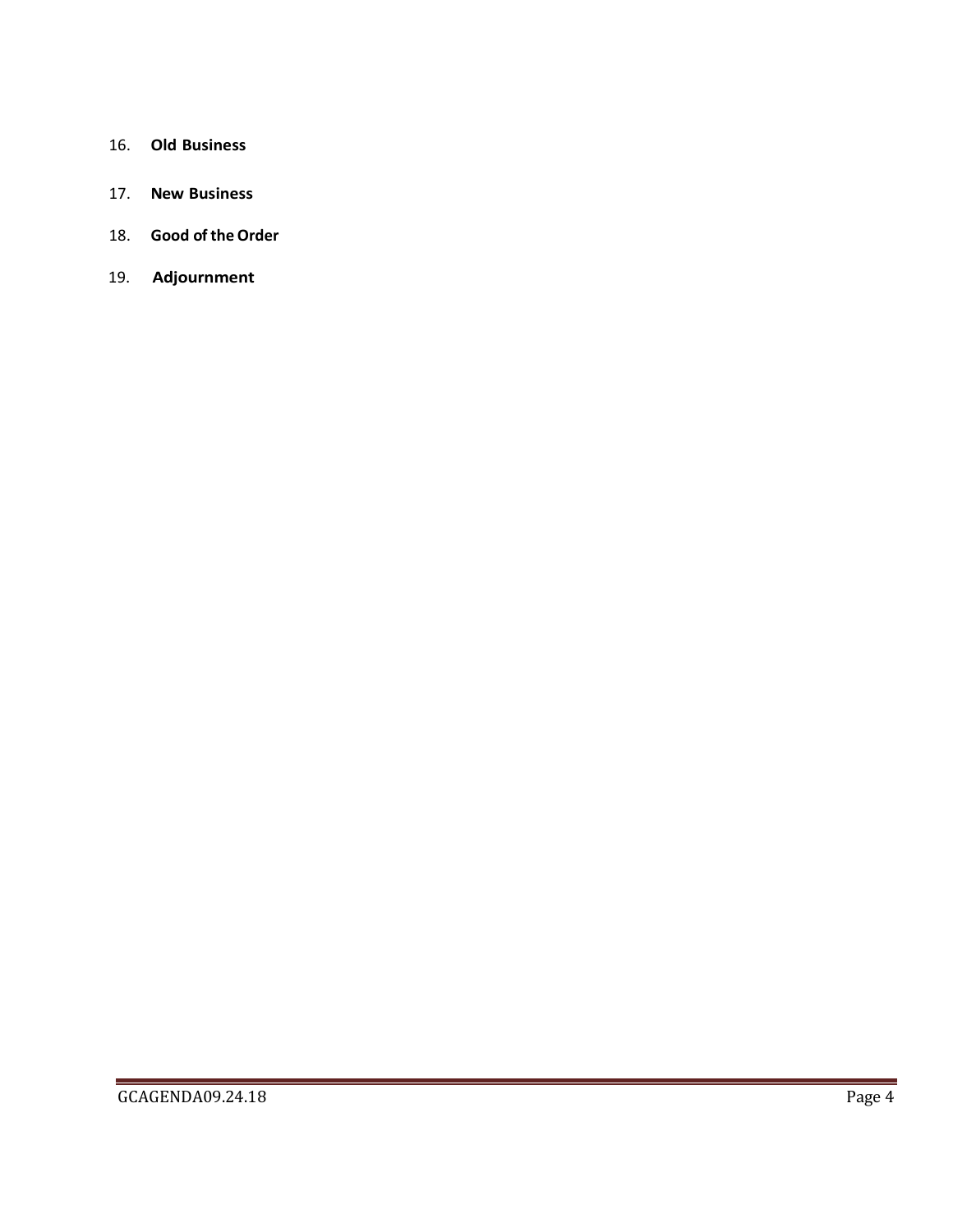16. **Old Business**

17. **New Business**

18. **Good of the Order**

19. **Adjournment**